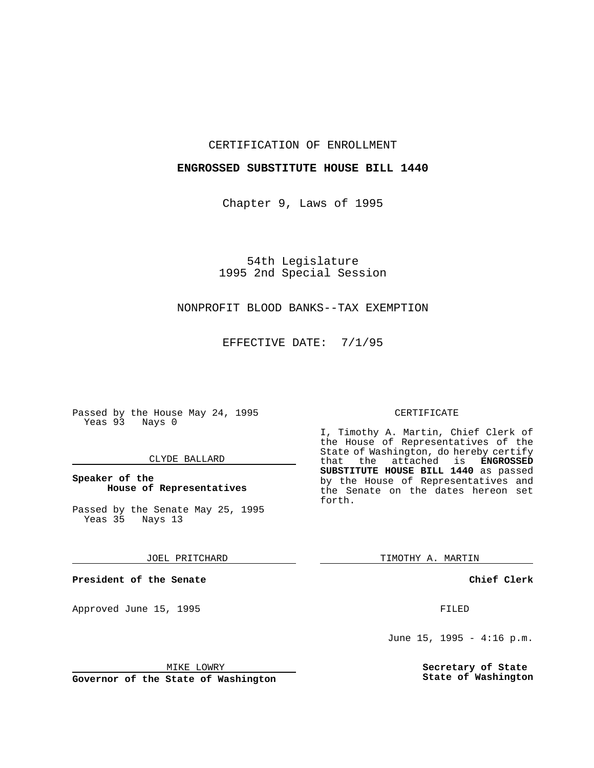CERTIFICATION OF ENROLLMENT

**ENGROSSED SUBSTITUTE HOUSE BILL 1440**

Chapter 9, Laws of 1995

54th Legislature
1995 2nd Special Session

NONPROFIT BLOOD BANKS--TAX EXEMPTION

EFFECTIVE DATE: 7/1/95

Passed by the House May 24, 1995
Yeas 93 Nays 0

CLYDE BALLARD

**Speaker of the House of Representatives**

Passed by the Senate May 25, 1995
Yeas 35 Nays 13

JOEL PRITCHARD

**President of the Senate**

Approved June 15, 1995

MIKE LOWRY

**Governor of the State of Washington**

CERTIFICATE

I, Timothy A. Martin, Chief Clerk of the House of Representatives of the State of Washington, do hereby certify that the attached is **ENGROSSED SUBSTITUTE HOUSE BILL 1440** as passed by the House of Representatives and the Senate on the dates hereon set forth.

TIMOTHY A. MARTIN

**Chief Clerk**

FILED

June 15, 1995 - 4:16 p.m.

**Secretary of State**
**State of Washington**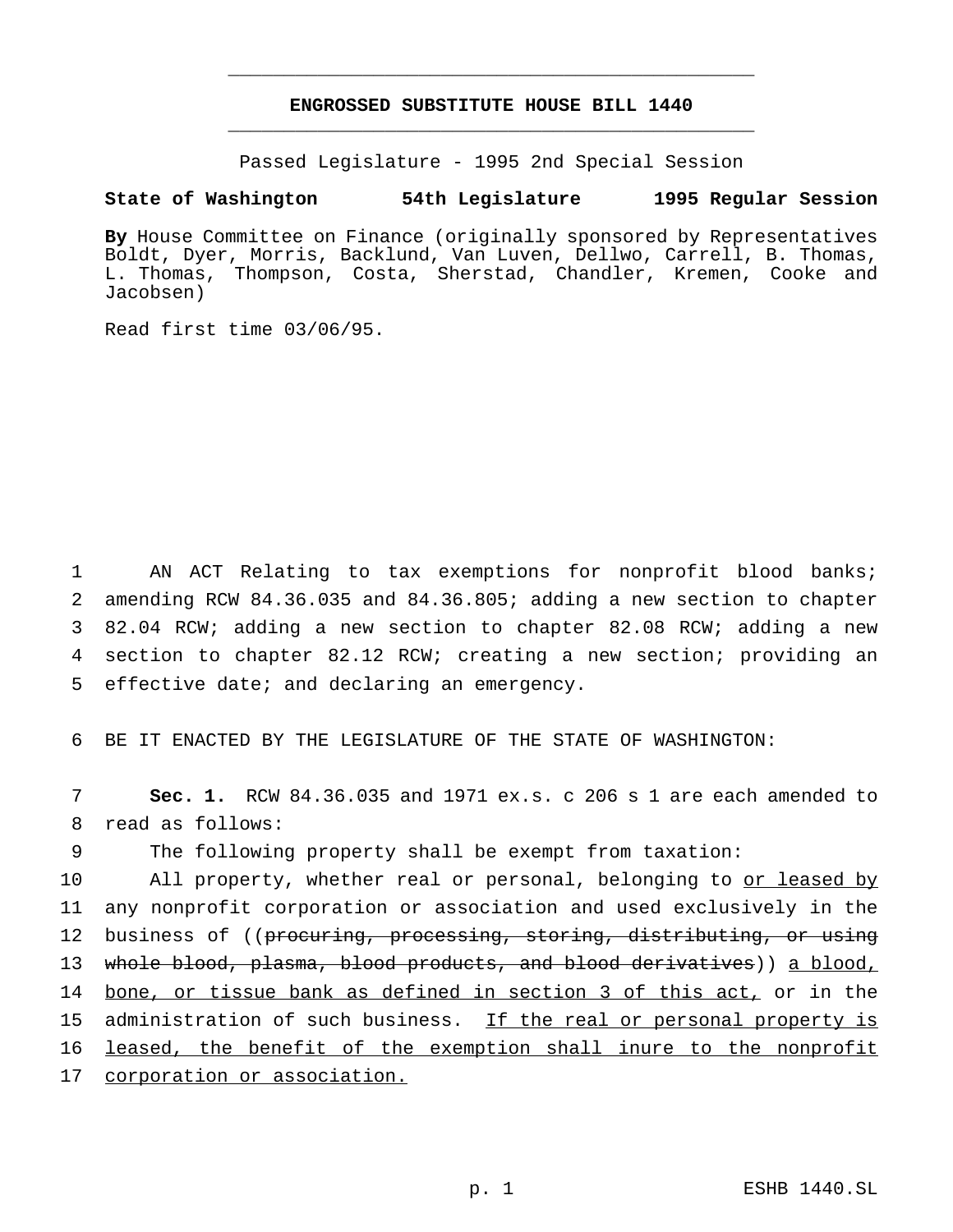**ENGROSSED SUBSTITUTE HOUSE BILL 1440**

Passed Legislature - 1995 2nd Special Session

**State of Washington 54th Legislature 1995 Regular Session**

**By** House Committee on Finance (originally sponsored by Representatives Boldt, Dyer, Morris, Backlund, Van Luven, Dellwo, Carrell, B. Thomas, L. Thomas, Thompson, Costa, Sherstad, Chandler, Kremen, Cooke and Jacobsen)

Read first time 03/06/95.

AN ACT Relating to tax exemptions for nonprofit blood banks; amending RCW 84.36.035 and 84.36.805; adding a new section to chapter 82.04 RCW; adding a new section to chapter 82.08 RCW; adding a new section to chapter 82.12 RCW; creating a new section; providing an effective date; and declaring an emergency.

BE IT ENACTED BY THE LEGISLATURE OF THE STATE OF WASHINGTON:

**Sec. 1.** RCW 84.36.035 and 1971 ex.s. c 206 s 1 are each amended to read as follows:

The following property shall be exempt from taxation:

All property, whether real or personal, belonging to <u>or leased by</u> any nonprofit corporation or association and used exclusively in the business of ((~~procuring, processing, storing, distributing, or using whole blood, plasma, blood products, and blood derivatives~~)) <u>a blood, bone, or tissue bank as defined in section 3 of this act,</u> or in the administration of such business. <u>If the real or personal property is leased, the benefit of the exemption shall inure to the nonprofit corporation or association.</u>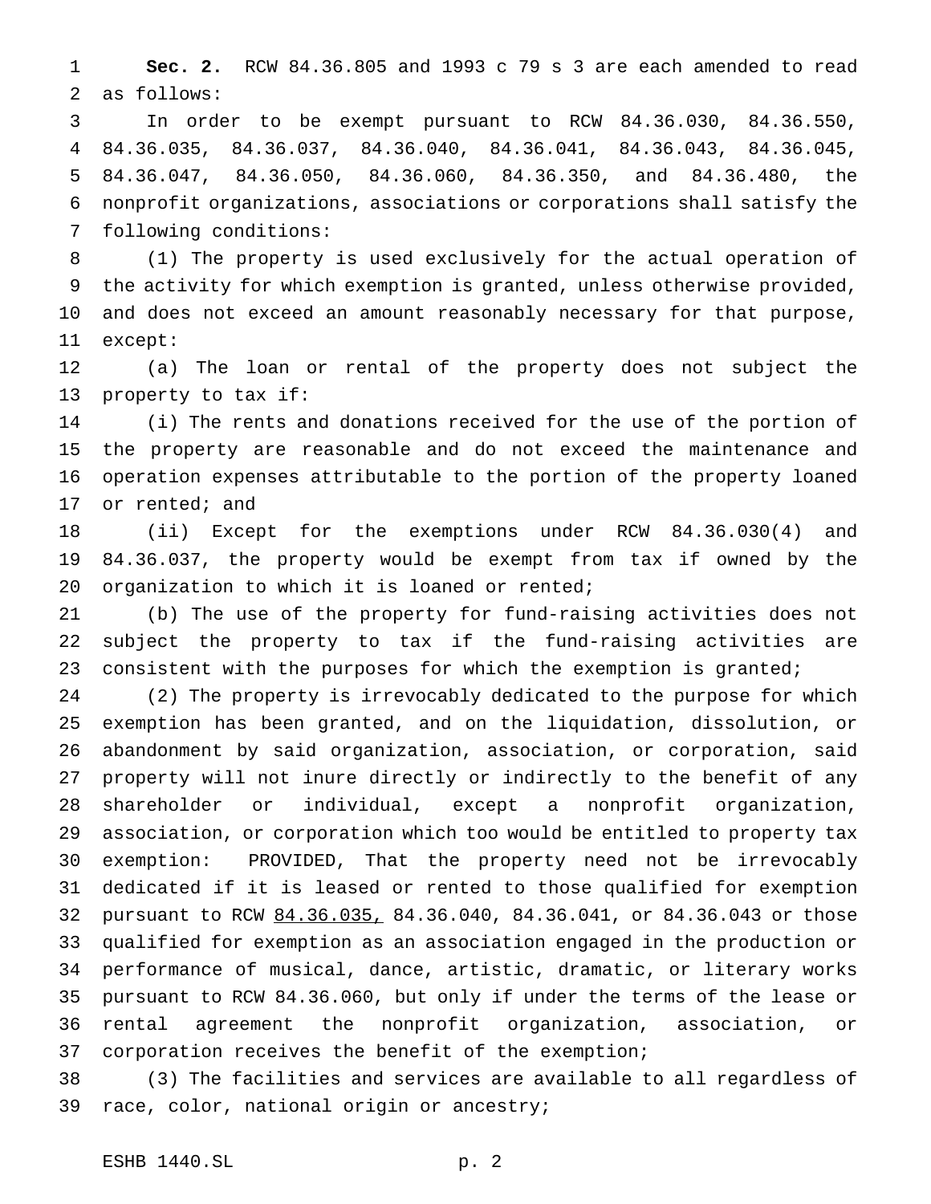**Sec. 2.** RCW 84.36.805 and 1993 c 79 s 3 are each amended to read as follows:

In order to be exempt pursuant to RCW 84.36.030, 84.36.550, 84.36.035, 84.36.037, 84.36.040, 84.36.041, 84.36.043, 84.36.045, 84.36.047, 84.36.050, 84.36.060, 84.36.350, and 84.36.480, the nonprofit organizations, associations or corporations shall satisfy the following conditions:

(1) The property is used exclusively for the actual operation of the activity for which exemption is granted, unless otherwise provided, and does not exceed an amount reasonably necessary for that purpose, except:

(a) The loan or rental of the property does not subject the property to tax if:

(i) The rents and donations received for the use of the portion of the property are reasonable and do not exceed the maintenance and operation expenses attributable to the portion of the property loaned or rented; and

(ii) Except for the exemptions under RCW 84.36.030(4) and 84.36.037, the property would be exempt from tax if owned by the organization to which it is loaned or rented;

(b) The use of the property for fund-raising activities does not subject the property to tax if the fund-raising activities are consistent with the purposes for which the exemption is granted;

(2) The property is irrevocably dedicated to the purpose for which exemption has been granted, and on the liquidation, dissolution, or abandonment by said organization, association, or corporation, said property will not inure directly or indirectly to the benefit of any shareholder or individual, except a nonprofit organization, association, or corporation which too would be entitled to property tax exemption: PROVIDED, That the property need not be irrevocably dedicated if it is leased or rented to those qualified for exemption pursuant to RCW <u>84.36.035,</u> 84.36.040, 84.36.041, or 84.36.043 or those qualified for exemption as an association engaged in the production or performance of musical, dance, artistic, dramatic, or literary works pursuant to RCW 84.36.060, but only if under the terms of the lease or rental agreement the nonprofit organization, association, or corporation receives the benefit of the exemption;

(3) The facilities and services are available to all regardless of race, color, national origin or ancestry;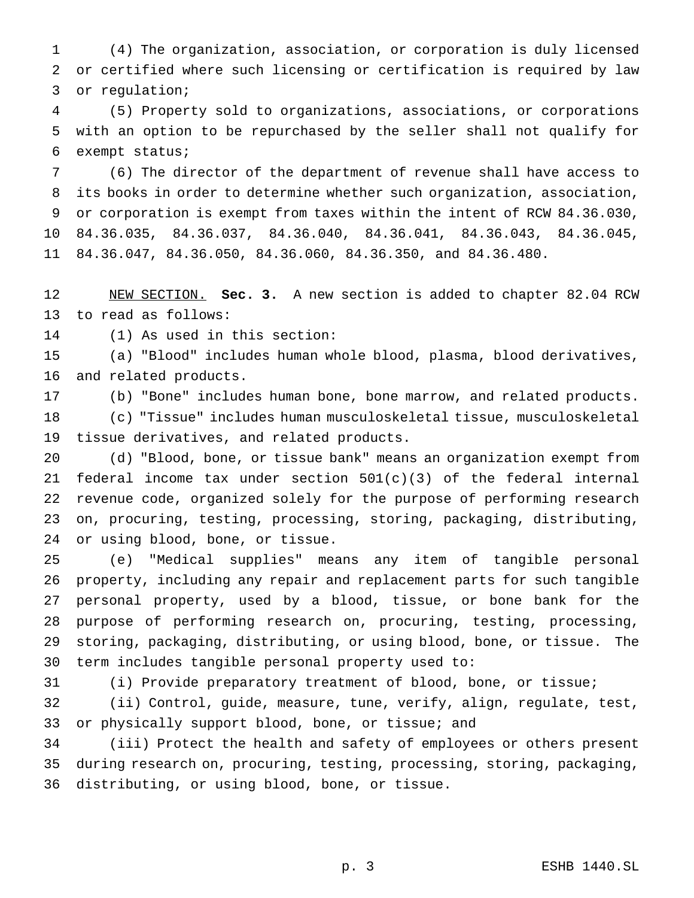(4) The organization, association, or corporation is duly licensed or certified where such licensing or certification is required by law or regulation;

(5) Property sold to organizations, associations, or corporations with an option to be repurchased by the seller shall not qualify for exempt status;

(6) The director of the department of revenue shall have access to its books in order to determine whether such organization, association, or corporation is exempt from taxes within the intent of RCW 84.36.030, 84.36.035, 84.36.037, 84.36.040, 84.36.041, 84.36.043, 84.36.045, 84.36.047, 84.36.050, 84.36.060, 84.36.350, and 84.36.480.

NEW SECTION. **Sec. 3.** A new section is added to chapter 82.04 RCW to read as follows:

(1) As used in this section:

(a) "Blood" includes human whole blood, plasma, blood derivatives, and related products.

(b) "Bone" includes human bone, bone marrow, and related products.

(c) "Tissue" includes human musculoskeletal tissue, musculoskeletal tissue derivatives, and related products.

(d) "Blood, bone, or tissue bank" means an organization exempt from federal income tax under section 501(c)(3) of the federal internal revenue code, organized solely for the purpose of performing research on, procuring, testing, processing, storing, packaging, distributing, or using blood, bone, or tissue.

(e) "Medical supplies" means any item of tangible personal property, including any repair and replacement parts for such tangible personal property, used by a blood, tissue, or bone bank for the purpose of performing research on, procuring, testing, processing, storing, packaging, distributing, or using blood, bone, or tissue. The term includes tangible personal property used to:

(i) Provide preparatory treatment of blood, bone, or tissue;

(ii) Control, guide, measure, tune, verify, align, regulate, test, or physically support blood, bone, or tissue; and

(iii) Protect the health and safety of employees or others present during research on, procuring, testing, processing, storing, packaging, distributing, or using blood, bone, or tissue.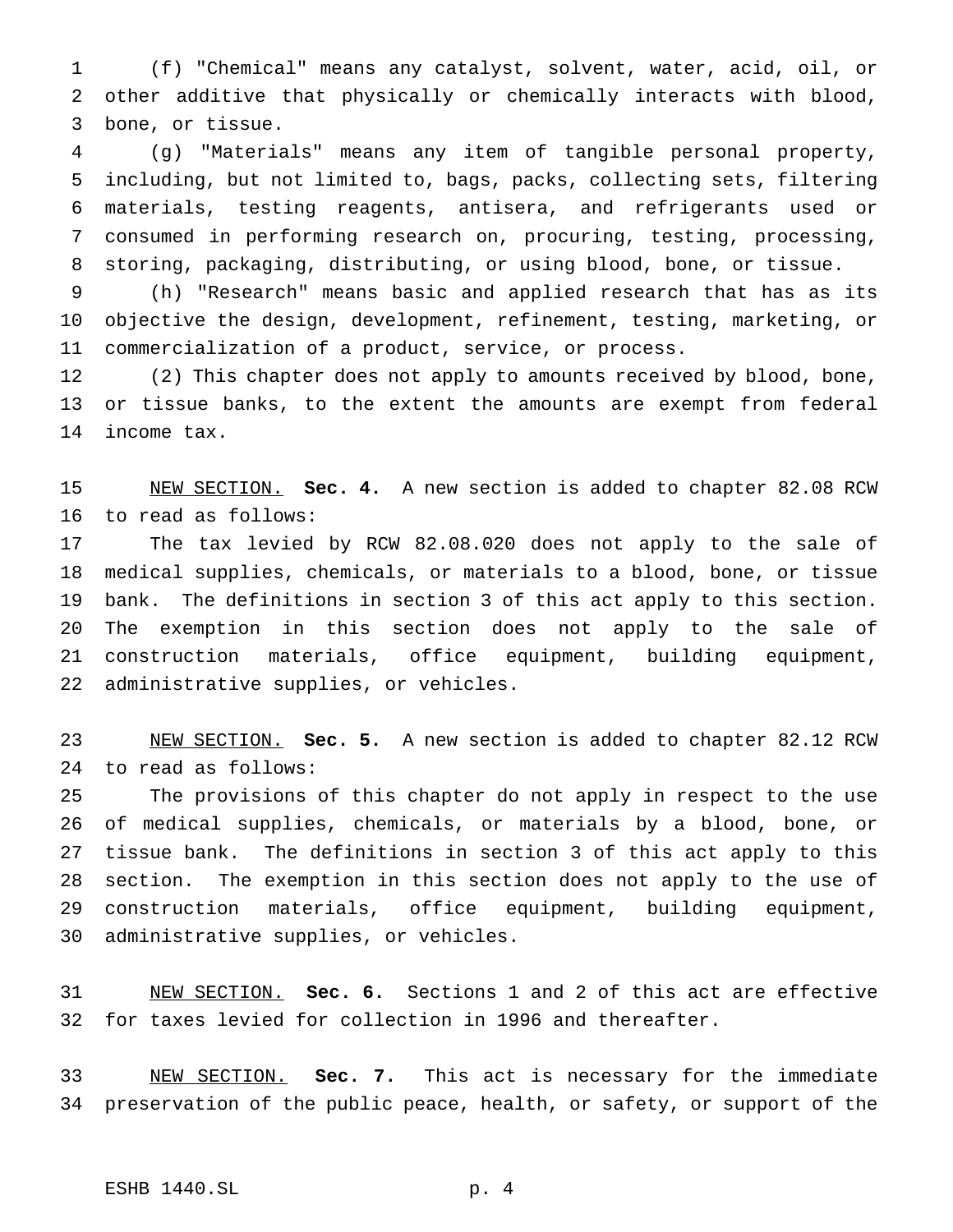(f) "Chemical" means any catalyst, solvent, water, acid, oil, or other additive that physically or chemically interacts with blood, bone, or tissue.

(g) "Materials" means any item of tangible personal property, including, but not limited to, bags, packs, collecting sets, filtering materials, testing reagents, antisera, and refrigerants used or consumed in performing research on, procuring, testing, processing, storing, packaging, distributing, or using blood, bone, or tissue.

(h) "Research" means basic and applied research that has as its objective the design, development, refinement, testing, marketing, or commercialization of a product, service, or process.

(2) This chapter does not apply to amounts received by blood, bone, or tissue banks, to the extent the amounts are exempt from federal income tax.

NEW SECTION. **Sec. 4.** A new section is added to chapter 82.08 RCW to read as follows:

The tax levied by RCW 82.08.020 does not apply to the sale of medical supplies, chemicals, or materials to a blood, bone, or tissue bank. The definitions in section 3 of this act apply to this section. The exemption in this section does not apply to the sale of construction materials, office equipment, building equipment, administrative supplies, or vehicles.

NEW SECTION. **Sec. 5.** A new section is added to chapter 82.12 RCW to read as follows:

The provisions of this chapter do not apply in respect to the use of medical supplies, chemicals, or materials by a blood, bone, or tissue bank. The definitions in section 3 of this act apply to this section. The exemption in this section does not apply to the use of construction materials, office equipment, building equipment, administrative supplies, or vehicles.

NEW SECTION. **Sec. 6.** Sections 1 and 2 of this act are effective for taxes levied for collection in 1996 and thereafter.

NEW SECTION. **Sec. 7.** This act is necessary for the immediate preservation of the public peace, health, or safety, or support of the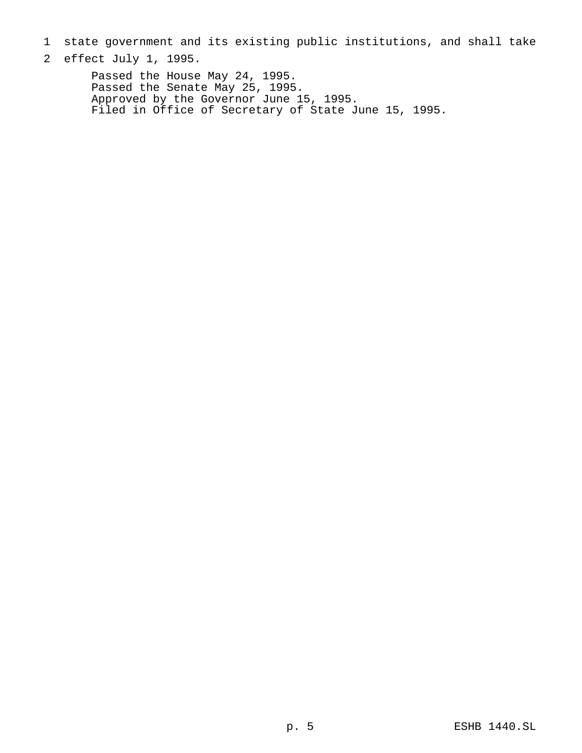state government and its existing public institutions, and shall take effect July 1, 1995.

Passed the House May 24, 1995.
Passed the Senate May 25, 1995.
Approved by the Governor June 15, 1995.
Filed in Office of Secretary of State June 15, 1995.